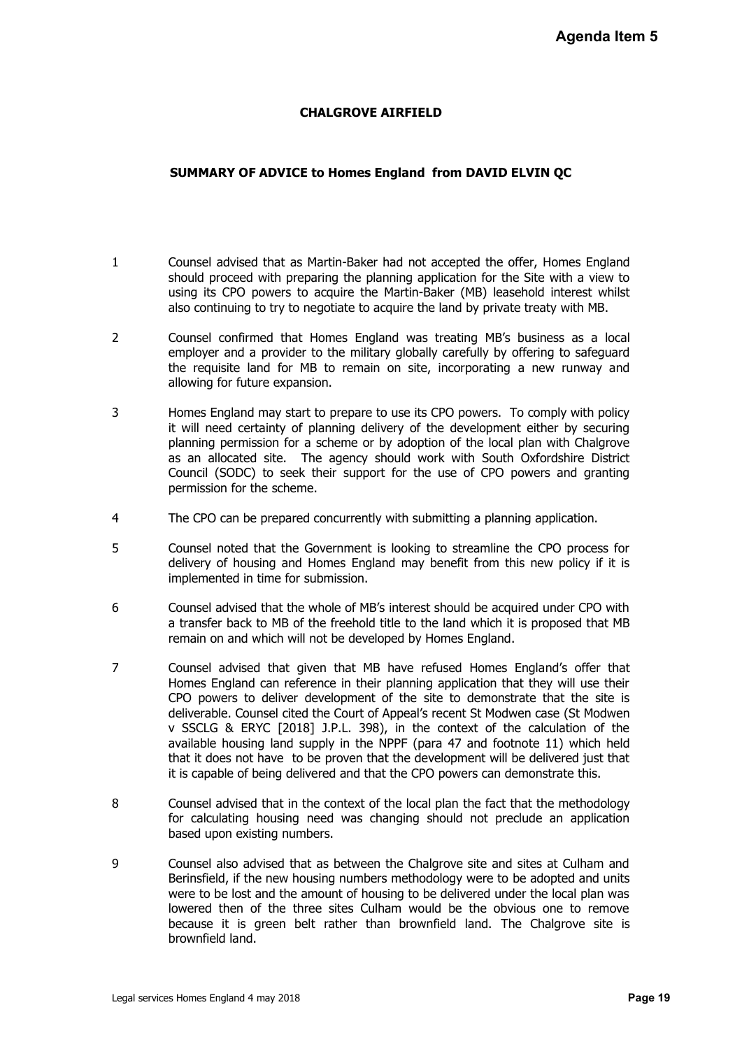Agenda Item 5

**CHALGROVE AIRFIELD**

**SUMMARY OF ADVICE to Homes England from DAVID ELVIN QC**

1. Counsel advised that as Martin-Baker had not accepted the offer, Homes England should proceed with preparing the planning application for the Site with a view to using its CPO powers to acquire the Martin-Baker (MB) leasehold interest whilst also continuing to try to negotiate to acquire the land by private treaty with MB.

2. Counsel confirmed that Homes England was treating MB's business as a local employer and a provider to the military globally carefully by offering to safeguard the requisite land for MB to remain on site, incorporating a new runway and allowing for future expansion.

3. Homes England may start to prepare to use its CPO powers. To comply with policy it will need certainty of planning delivery of the development either by securing planning permission for a scheme or by adoption of the local plan with Chalgrove as an allocated site. The agency should work with South Oxfordshire District Council (SODC) to seek their support for the use of CPO powers and granting permission for the scheme.

4. The CPO can be prepared concurrently with submitting a planning application.

5. Counsel noted that the Government is looking to streamline the CPO process for delivery of housing and Homes England may benefit from this new policy if it is implemented in time for submission.

6. Counsel advised that the whole of MB's interest should be acquired under CPO with a transfer back to MB of the freehold title to the land which it is proposed that MB remain on and which will not be developed by Homes England.

7. Counsel advised that given that MB have refused Homes England's offer that Homes England can reference in their planning application that they will use their CPO powers to deliver development of the site to demonstrate that the site is deliverable. Counsel cited the Court of Appeal's recent St Modwen case (St Modwen v SSCLG & ERYC [2018] J.P.L. 398), in the context of the calculation of the available housing land supply in the NPPF (para 47 and footnote 11) which held that it does not have to be proven that the development will be delivered just that it is capable of being delivered and that the CPO powers can demonstrate this.

8. Counsel advised that in the context of the local plan the fact that the methodology for calculating housing need was changing should not preclude an application based upon existing numbers.

9. Counsel also advised that as between the Chalgrove site and sites at Culham and Berinsfield, if the new housing numbers methodology were to be adopted and units were to be lost and the amount of housing to be delivered under the local plan was lowered then of the three sites Culham would be the obvious one to remove because it is green belt rather than brownfield land. The Chalgrove site is brownfield land.

Legal services Homes England 4 may 2018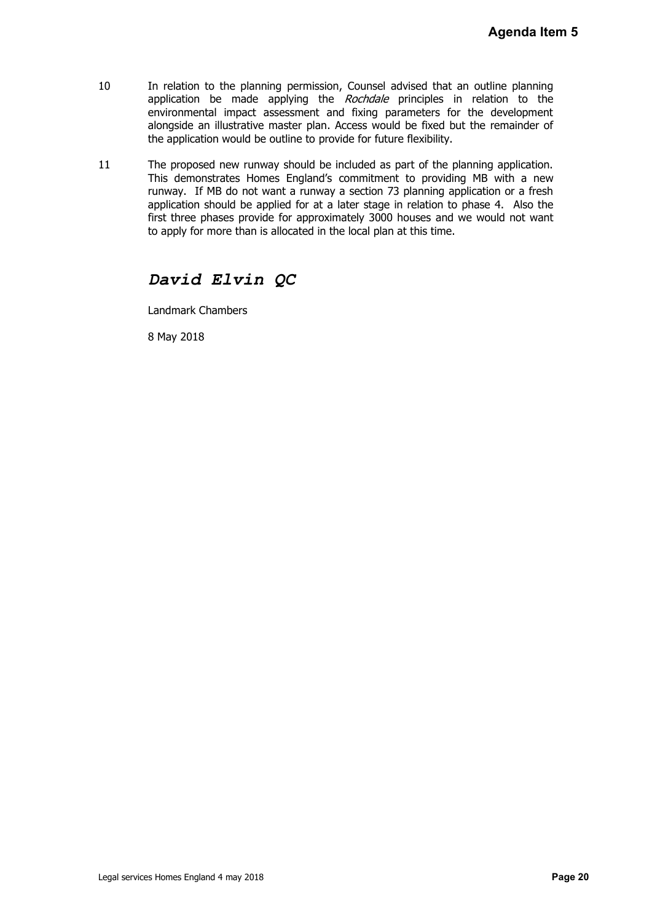10 In relation to the planning permission, Counsel advised that an outline planning application be made applying the *Rochdale* principles in relation to the environmental impact assessment and fixing parameters for the development alongside an illustrative master plan. Access would be fixed but the remainder of the application would be outline to provide for future flexibility.

11 The proposed new runway should be included as part of the planning application. This demonstrates Homes England's commitment to providing MB with a new runway. If MB do not want a runway a section 73 planning application or a fresh application should be applied for at a later stage in relation to phase 4. Also the first three phases provide for approximately 3000 houses and we would not want to apply for more than is allocated in the local plan at this time.

***David Elvin QC***

Landmark Chambers

8 May 2018